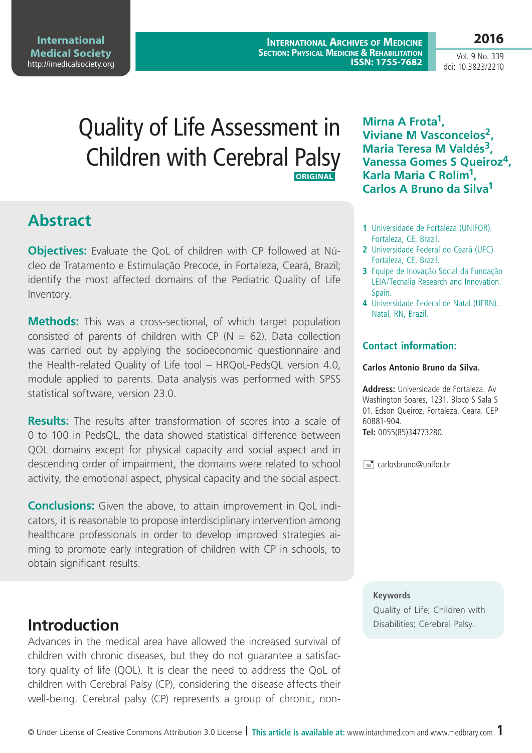# Quality of Life Assessment in Children with Cerebral Palsy

ORIGINAL

**Mirna A Frota[1], Viviane M Vasconcelos[2], Maria Teresa M Valdés[3], Vanessa Gomes S Queiroz[4], Karla Maria C Rolim[1], Carlos A Bruno da Silva[1]**

1 Universidade de Fortaleza (UNIFOR). Fortaleza, CE, Brazil.
2 Universidade Federal do Ceará (UFC). Fortaleza, CE, Brazil.
3 Equipe de Inovação Social da Fundação LEIA/Tecnalia Research and Innovation. Spain.
4 Universidade Federal de Natal (UFRN). Natal, RN, Brazil.

### Contact information:

**Carlos Antonio Bruno da Silva.**

**Address:** Universidade de Fortaleza. Av Washington Soares, 1231. Bloco S Sala S 01. Edson Queiroz, Fortaleza. Ceara. CEP 60881-904.
**Tel:** 0055(85)34773280.

carlosbruno@unifor.br

## Abstract

**Objectives:** Evaluate the QoL of children with CP followed at Núcleo de Tratamento e Estimulação Precoce, in Fortaleza, Ceará, Brazil; identify the most affected domains of the Pediatric Quality of Life Inventory.

**Methods:** This was a cross-sectional, of which target population consisted of parents of children with CP (N = 62). Data collection was carried out by applying the socioeconomic questionnaire and the Health-related Quality of Life tool – HRQoL-PedsQL version 4.0, module applied to parents. Data analysis was performed with SPSS statistical software, version 23.0.

**Results:** The results after transformation of scores into a scale of 0 to 100 in PedsQL, the data showed statistical difference between QOL domains except for physical capacity and social aspect and in descending order of impairment, the domains were related to school activity, the emotional aspect, physical capacity and the social aspect.

**Conclusions:** Given the above, to attain improvement in QoL indicators, it is reasonable to propose interdisciplinary intervention among healthcare professionals in order to develop improved strategies aiming to promote early integration of children with CP in schools, to obtain significant results.

**Keywords**
Quality of Life; Children with Disabilities; Cerebral Palsy.

## Introduction

Advances in the medical area have allowed the increased survival of children with chronic diseases, but they do not guarantee a satisfactory quality of life (QOL). It is clear the need to address the QoL of children with Cerebral Palsy (CP), considering the disease affects their well-being. Cerebral palsy (CP) represents a group of chronic, non-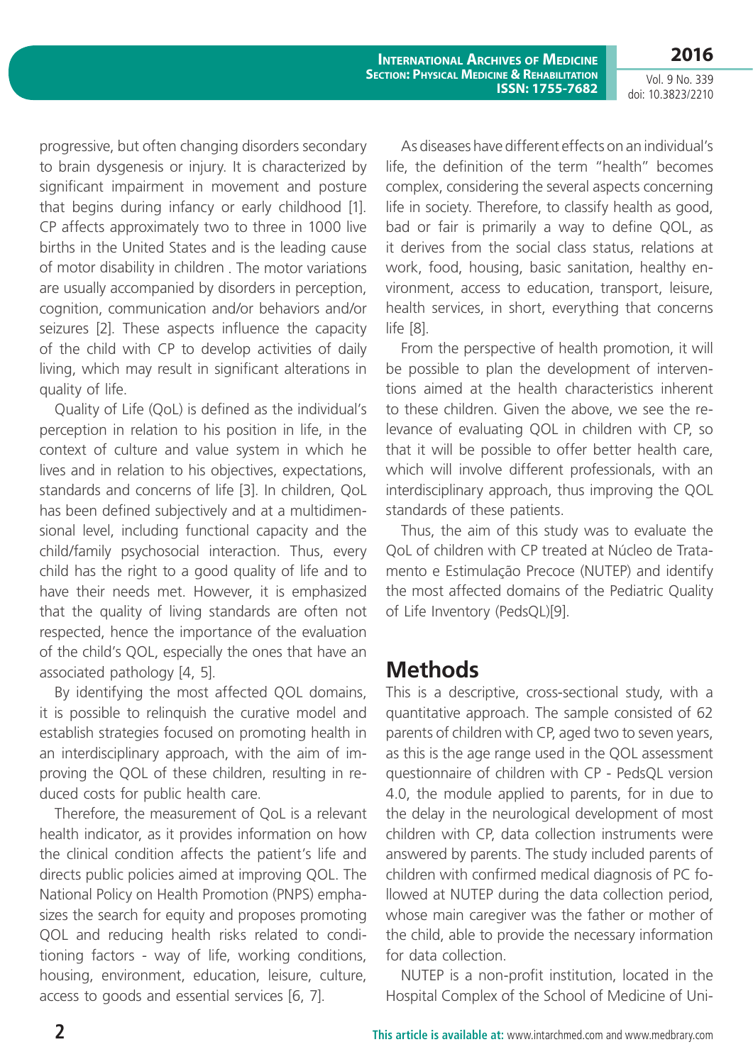progressive, but often changing disorders secondary to brain dysgenesis or injury. It is characterized by significant impairment in movement and posture that begins during infancy or early childhood [1]. CP affects approximately two to three in 1000 live births in the United States and is the leading cause of motor disability in children . The motor variations are usually accompanied by disorders in perception, cognition, communication and/or behaviors and/or seizures [2]. These aspects influence the capacity of the child with CP to develop activities of daily living, which may result in significant alterations in quality of life.

Quality of Life (QoL) is defined as the individual's perception in relation to his position in life, in the context of culture and value system in which he lives and in relation to his objectives, expectations, standards and concerns of life [3]. In children, QoL has been defined subjectively and at a multidimensional level, including functional capacity and the child/family psychosocial interaction. Thus, every child has the right to a good quality of life and to have their needs met. However, it is emphasized that the quality of living standards are often not respected, hence the importance of the evaluation of the child's QOL, especially the ones that have an associated pathology [4, 5].

By identifying the most affected QOL domains, it is possible to relinquish the curative model and establish strategies focused on promoting health in an interdisciplinary approach, with the aim of improving the QOL of these children, resulting in reduced costs for public health care.

Therefore, the measurement of QoL is a relevant health indicator, as it provides information on how the clinical condition affects the patient's life and directs public policies aimed at improving QOL. The National Policy on Health Promotion (PNPS) emphasizes the search for equity and proposes promoting QOL and reducing health risks related to conditioning factors - way of life, working conditions, housing, environment, education, leisure, culture, access to goods and essential services [6, 7].

As diseases have different effects on an individual's life, the definition of the term "health" becomes complex, considering the several aspects concerning life in society. Therefore, to classify health as good, bad or fair is primarily a way to define QOL, as it derives from the social class status, relations at work, food, housing, basic sanitation, healthy environment, access to education, transport, leisure, health services, in short, everything that concerns life [8].

From the perspective of health promotion, it will be possible to plan the development of interventions aimed at the health characteristics inherent to these children. Given the above, we see the relevance of evaluating QOL in children with CP, so that it will be possible to offer better health care, which will involve different professionals, with an interdisciplinary approach, thus improving the QOL standards of these patients.

Thus, the aim of this study was to evaluate the QoL of children with CP treated at Núcleo de Tratamento e Estimulação Precoce (NUTEP) and identify the most affected domains of the Pediatric Quality of Life Inventory (PedsQL)[9].

## Methods

This is a descriptive, cross-sectional study, with a quantitative approach. The sample consisted of 62 parents of children with CP, aged two to seven years, as this is the age range used in the QOL assessment questionnaire of children with CP - PedsQL version 4.0, the module applied to parents, for in due to the delay in the neurological development of most children with CP, data collection instruments were answered by parents. The study included parents of children with confirmed medical diagnosis of PC followed at NUTEP during the data collection period, whose main caregiver was the father or mother of the child, able to provide the necessary information for data collection.

NUTEP is a non-profit institution, located in the Hospital Complex of the School of Medicine of Uni-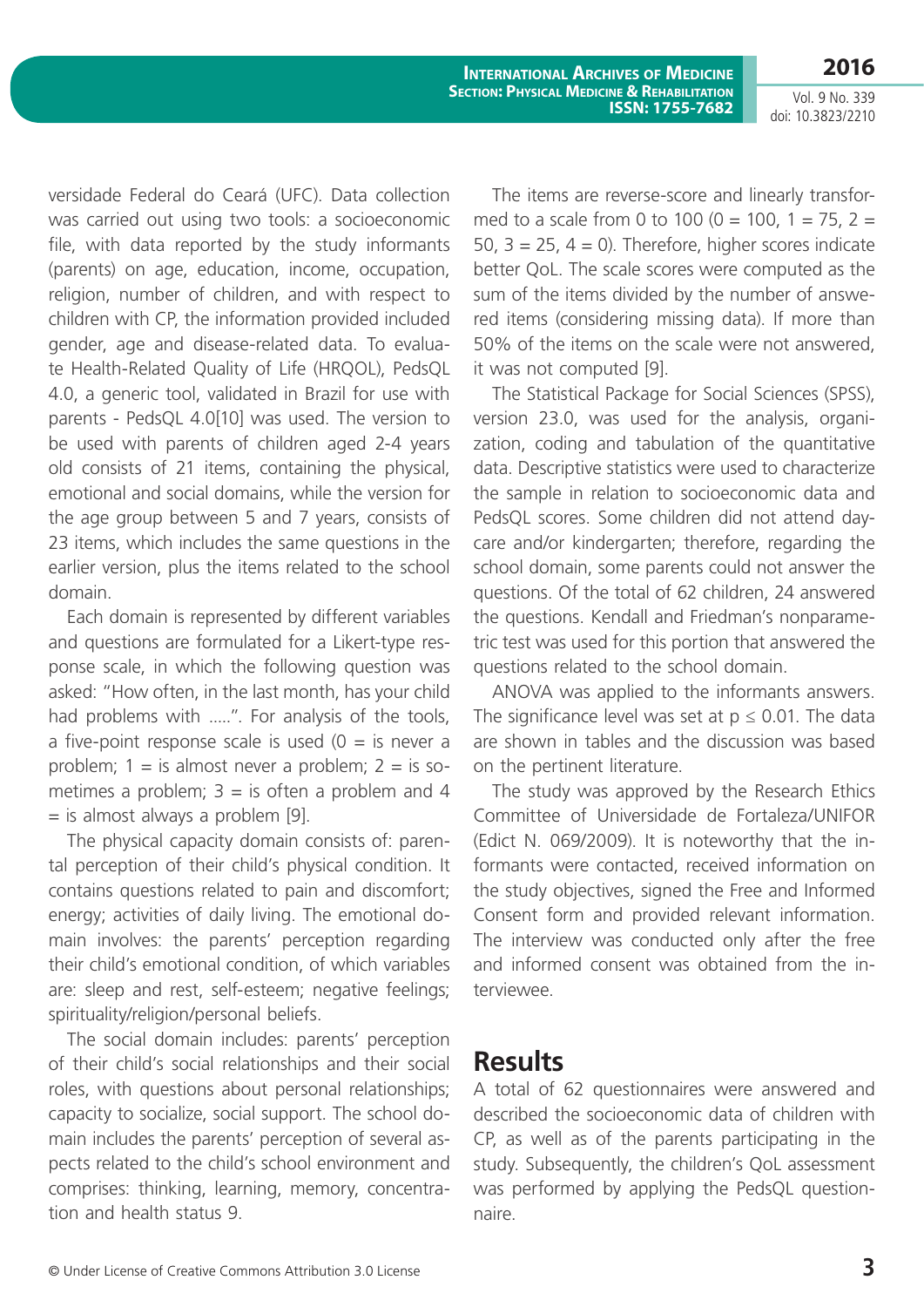versidade Federal do Ceará (UFC). Data collection was carried out using two tools: a socioeconomic file, with data reported by the study informants (parents) on age, education, income, occupation, religion, number of children, and with respect to children with CP, the information provided included gender, age and disease-related data. To evaluate Health-Related Quality of Life (HRQOL), PedsQL 4.0, a generic tool, validated in Brazil for use with parents - PedsQL 4.0[10] was used. The version to be used with parents of children aged 2-4 years old consists of 21 items, containing the physical, emotional and social domains, while the version for the age group between 5 and 7 years, consists of 23 items, which includes the same questions in the earlier version, plus the items related to the school domain.

Each domain is represented by different variables and questions are formulated for a Likert-type response scale, in which the following question was asked: "How often, in the last month, has your child had problems with .....". For analysis of the tools, a five-point response scale is used (0 = is never a problem; 1 = is almost never a problem; 2 = is sometimes a problem; 3 = is often a problem and 4 = is almost always a problem [9].

The physical capacity domain consists of: parental perception of their child's physical condition. It contains questions related to pain and discomfort; energy; activities of daily living. The emotional domain involves: the parents' perception regarding their child's emotional condition, of which variables are: sleep and rest, self-esteem; negative feelings; spirituality/religion/personal beliefs.

The social domain includes: parents' perception of their child's social relationships and their social roles, with questions about personal relationships; capacity to socialize, social support. The school domain includes the parents' perception of several aspects related to the child's school environment and comprises: thinking, learning, memory, concentration and health status 9.

The items are reverse-score and linearly transformed to a scale from 0 to 100 (0 = 100, 1 = 75, 2 = 50, 3 = 25, 4 = 0). Therefore, higher scores indicate better QoL. The scale scores were computed as the sum of the items divided by the number of answered items (considering missing data). If more than 50% of the items on the scale were not answered, it was not computed [9].

The Statistical Package for Social Sciences (SPSS), version 23.0, was used for the analysis, organization, coding and tabulation of the quantitative data. Descriptive statistics were used to characterize the sample in relation to socioeconomic data and PedsQL scores. Some children did not attend daycare and/or kindergarten; therefore, regarding the school domain, some parents could not answer the questions. Of the total of 62 children, 24 answered the questions. Kendall and Friedman's nonparametric test was used for this portion that answered the questions related to the school domain.

ANOVA was applied to the informants answers. The significance level was set at $p \leq 0.01$. The data are shown in tables and the discussion was based on the pertinent literature.

The study was approved by the Research Ethics Committee of Universidade de Fortaleza/UNIFOR (Edict N. 069/2009). It is noteworthy that the informants were contacted, received information on the study objectives, signed the Free and Informed Consent form and provided relevant information. The interview was conducted only after the free and informed consent was obtained from the interviewee.

## Results

A total of 62 questionnaires were answered and described the socioeconomic data of children with CP, as well as of the parents participating in the study. Subsequently, the children's QoL assessment was performed by applying the PedsQL questionnaire.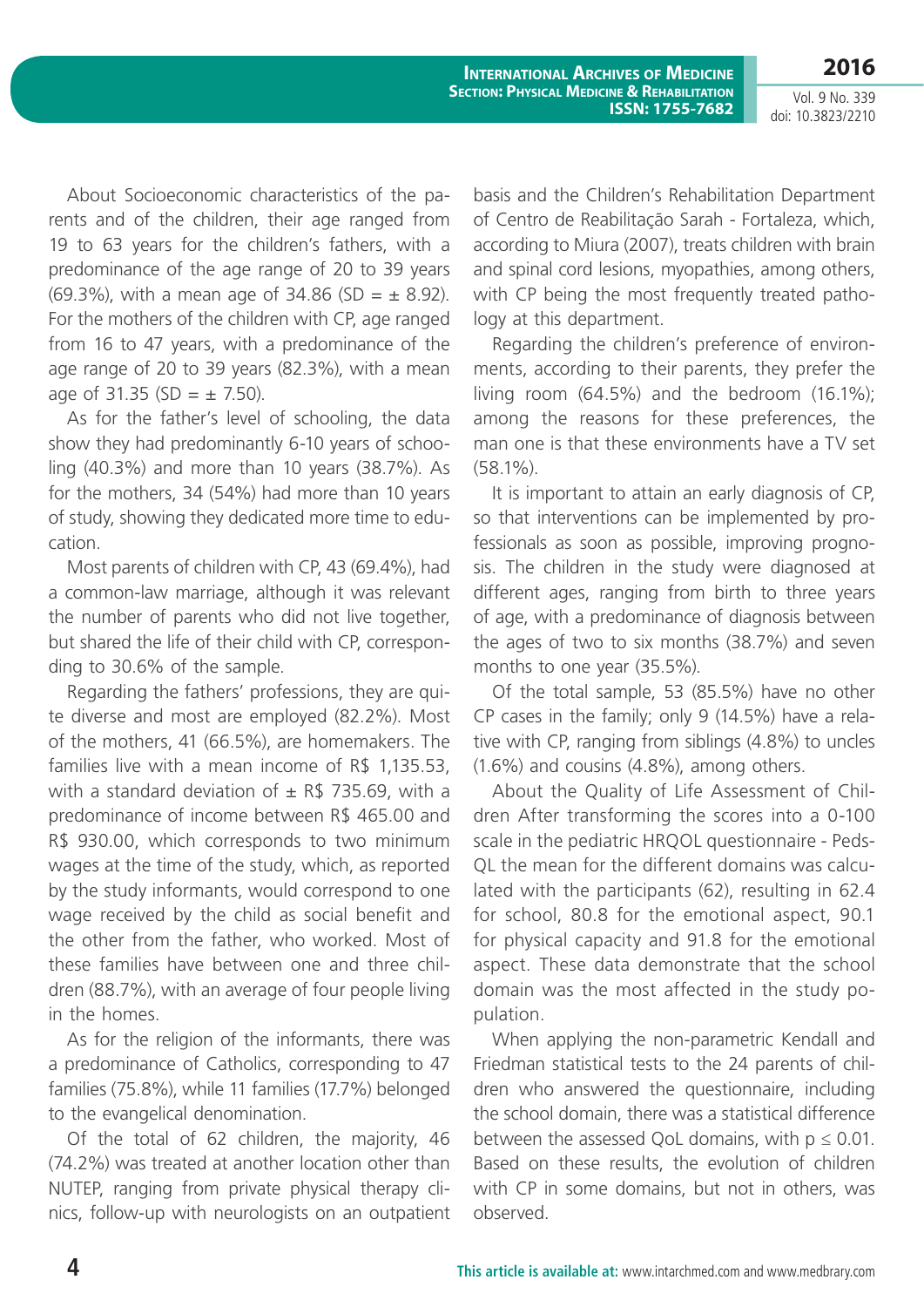About Socioeconomic characteristics of the parents and of the children, their age ranged from 19 to 63 years for the children's fathers, with a predominance of the age range of 20 to 39 years (69.3%), with a mean age of 34.86 (SD = ± 8.92). For the mothers of the children with CP, age ranged from 16 to 47 years, with a predominance of the age range of 20 to 39 years (82.3%), with a mean age of 31.35 (SD = ± 7.50).

As for the father's level of schooling, the data show they had predominantly 6-10 years of schooling (40.3%) and more than 10 years (38.7%). As for the mothers, 34 (54%) had more than 10 years of study, showing they dedicated more time to education.

Most parents of children with CP, 43 (69.4%), had a common-law marriage, although it was relevant the number of parents who did not live together, but shared the life of their child with CP, corresponding to 30.6% of the sample.

Regarding the fathers' professions, they are quite diverse and most are employed (82.2%). Most of the mothers, 41 (66.5%), are homemakers. The families live with a mean income of R$ 1,135.53, with a standard deviation of ± R$ 735.69, with a predominance of income between R$ 465.00 and R$ 930.00, which corresponds to two minimum wages at the time of the study, which, as reported by the study informants, would correspond to one wage received by the child as social benefit and the other from the father, who worked. Most of these families have between one and three children (88.7%), with an average of four people living in the homes.

As for the religion of the informants, there was a predominance of Catholics, corresponding to 47 families (75.8%), while 11 families (17.7%) belonged to the evangelical denomination.

Of the total of 62 children, the majority, 46 (74.2%) was treated at another location other than NUTEP, ranging from private physical therapy clinics, follow-up with neurologists on an outpatient basis and the Children's Rehabilitation Department of Centro de Reabilitação Sarah - Fortaleza, which, according to Miura (2007), treats children with brain and spinal cord lesions, myopathies, among others, with CP being the most frequently treated pathology at this department.

Regarding the children's preference of environments, according to their parents, they prefer the living room (64.5%) and the bedroom (16.1%); among the reasons for these preferences, the man one is that these environments have a TV set (58.1%).

It is important to attain an early diagnosis of CP, so that interventions can be implemented by professionals as soon as possible, improving prognosis. The children in the study were diagnosed at different ages, ranging from birth to three years of age, with a predominance of diagnosis between the ages of two to six months (38.7%) and seven months to one year (35.5%).

Of the total sample, 53 (85.5%) have no other CP cases in the family; only 9 (14.5%) have a relative with CP, ranging from siblings (4.8%) to uncles (1.6%) and cousins (4.8%), among others.

About the Quality of Life Assessment of Children After transforming the scores into a 0-100 scale in the pediatric HRQOL questionnaire - PedsQL the mean for the different domains was calculated with the participants (62), resulting in 62.4 for school, 80.8 for the emotional aspect, 90.1 for physical capacity and 91.8 for the emotional aspect. These data demonstrate that the school domain was the most affected in the study population.

When applying the non-parametric Kendall and Friedman statistical tests to the 24 parents of children who answered the questionnaire, including the school domain, there was a statistical difference between the assessed QoL domains, with $p \leq 0.01$. Based on these results, the evolution of children with CP in some domains, but not in others, was observed.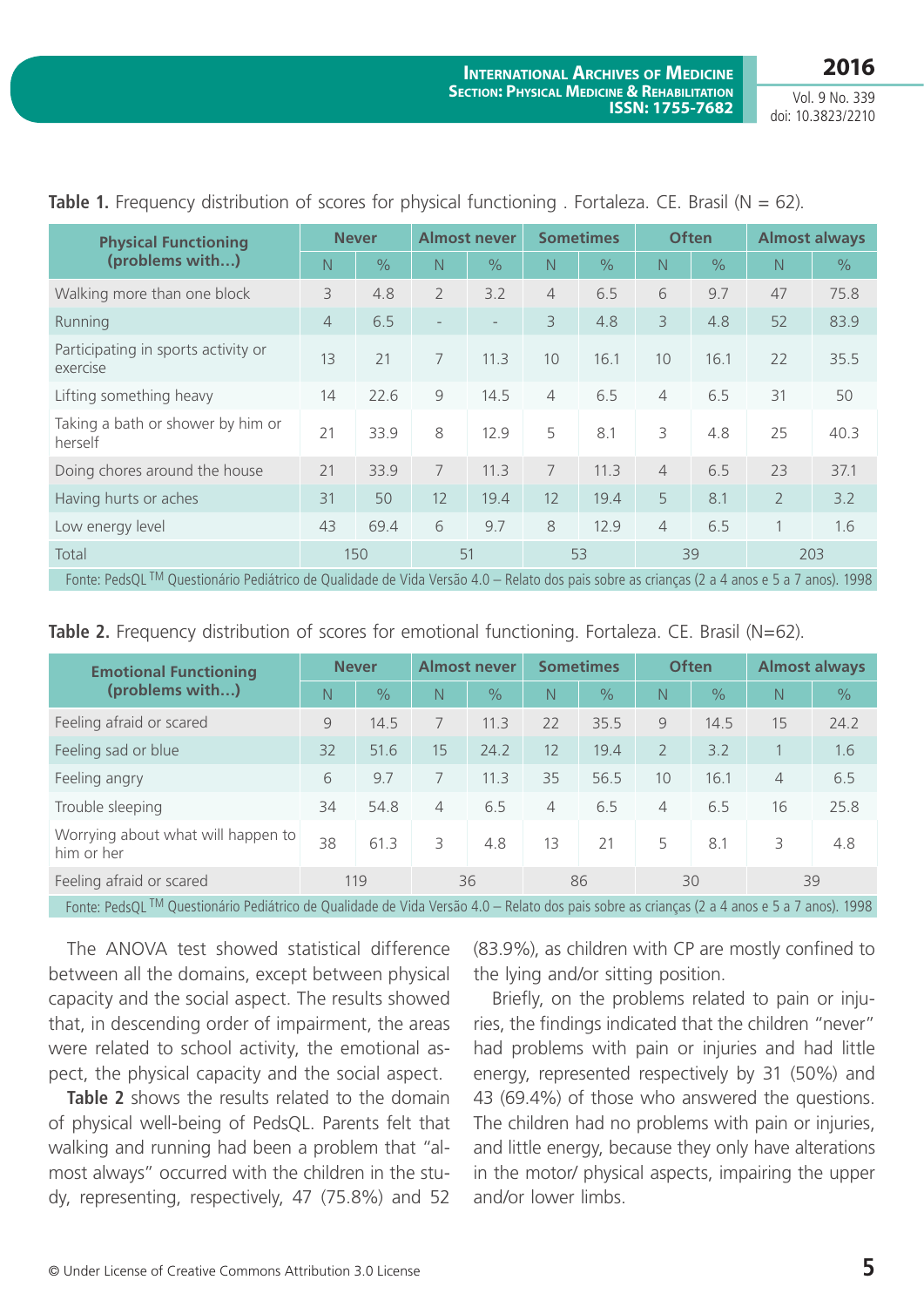**Table 1.** Frequency distribution of scores for physical functioning . Fortaleza. CE. Brasil (N = 62).

| Physical Functioning (problems with...) | Never | | Almost never | | Sometimes | | Often | | Almost always | |
|---|---|---|---|---|---|---|---|---|---|---|
| | N | % | N | % | N | % | N | % | N | % |
| Walking more than one block | 3 | 4.8 | 2 | 3.2 | 4 | 6.5 | 6 | 9.7 | 47 | 75.8 |
| Running | 4 | 6.5 | - | - | 3 | 4.8 | 3 | 4.8 | 52 | 83.9 |
| Participating in sports activity or exercise | 13 | 21 | 7 | 11.3 | 10 | 16.1 | 10 | 16.1 | 22 | 35.5 |
| Lifting something heavy | 14 | 22.6 | 9 | 14.5 | 4 | 6.5 | 4 | 6.5 | 31 | 50 |
| Taking a bath or shower by him or herself | 21 | 33.9 | 8 | 12.9 | 5 | 8.1 | 3 | 4.8 | 25 | 40.3 |
| Doing chores around the house | 21 | 33.9 | 7 | 11.3 | 7 | 11.3 | 4 | 6.5 | 23 | 37.1 |
| Having hurts or aches | 31 | 50 | 12 | 19.4 | 12 | 19.4 | 5 | 8.1 | 2 | 3.2 |
| Low energy level | 43 | 69.4 | 6 | 9.7 | 8 | 12.9 | 4 | 6.5 | 1 | 1.6 |
| Total | 150 | | 51 | | 53 | | 39 | | 203 | |

Fonte: PedsQL TM Questionário Pediátrico de Qualidade de Vida Versão 4.0 – Relato dos pais sobre as crianças (2 a 4 anos e 5 a 7 anos). 1998

**Table 2.** Frequency distribution of scores for emotional functioning. Fortaleza. CE. Brasil (N=62).

| Emotional Functioning (problems with...) | Never | | Almost never | | Sometimes | | Often | | Almost always | |
|---|---|---|---|---|---|---|---|---|---|---|
| | N | % | N | % | N | % | N | % | N | % |
| Feeling afraid or scared | 9 | 14.5 | 7 | 11.3 | 22 | 35.5 | 9 | 14.5 | 15 | 24.2 |
| Feeling sad or blue | 32 | 51.6 | 15 | 24.2 | 12 | 19.4 | 2 | 3.2 | 1 | 1.6 |
| Feeling angry | 6 | 9.7 | 7 | 11.3 | 35 | 56.5 | 10 | 16.1 | 4 | 6.5 |
| Trouble sleeping | 34 | 54.8 | 4 | 6.5 | 4 | 6.5 | 4 | 6.5 | 16 | 25.8 |
| Worrying about what will happen to him or her | 38 | 61.3 | 3 | 4.8 | 13 | 21 | 5 | 8.1 | 3 | 4.8 |
| Feeling afraid or scared | 119 | | 36 | | 86 | | 30 | | 39 | |

Fonte: PedsQL TM Questionário Pediátrico de Qualidade de Vida Versão 4.0 – Relato dos pais sobre as crianças (2 a 4 anos e 5 a 7 anos). 1998

The ANOVA test showed statistical difference between all the domains, except between physical capacity and the social aspect. The results showed that, in descending order of impairment, the areas were related to school activity, the emotional aspect, the physical capacity and the social aspect.

**Table 2** shows the results related to the domain of physical well-being of PedsQL. Parents felt that walking and running had been a problem that "almost always" occurred with the children in the study, representing, respectively, 47 (75.8%) and 52 (83.9%), as children with CP are mostly confined to the lying and/or sitting position.

Briefly, on the problems related to pain or injuries, the findings indicated that the children "never" had problems with pain or injuries and had little energy, represented respectively by 31 (50%) and 43 (69.4%) of those who answered the questions. The children had no problems with pain or injuries, and little energy, because they only have alterations in the motor/ physical aspects, impairing the upper and/or lower limbs.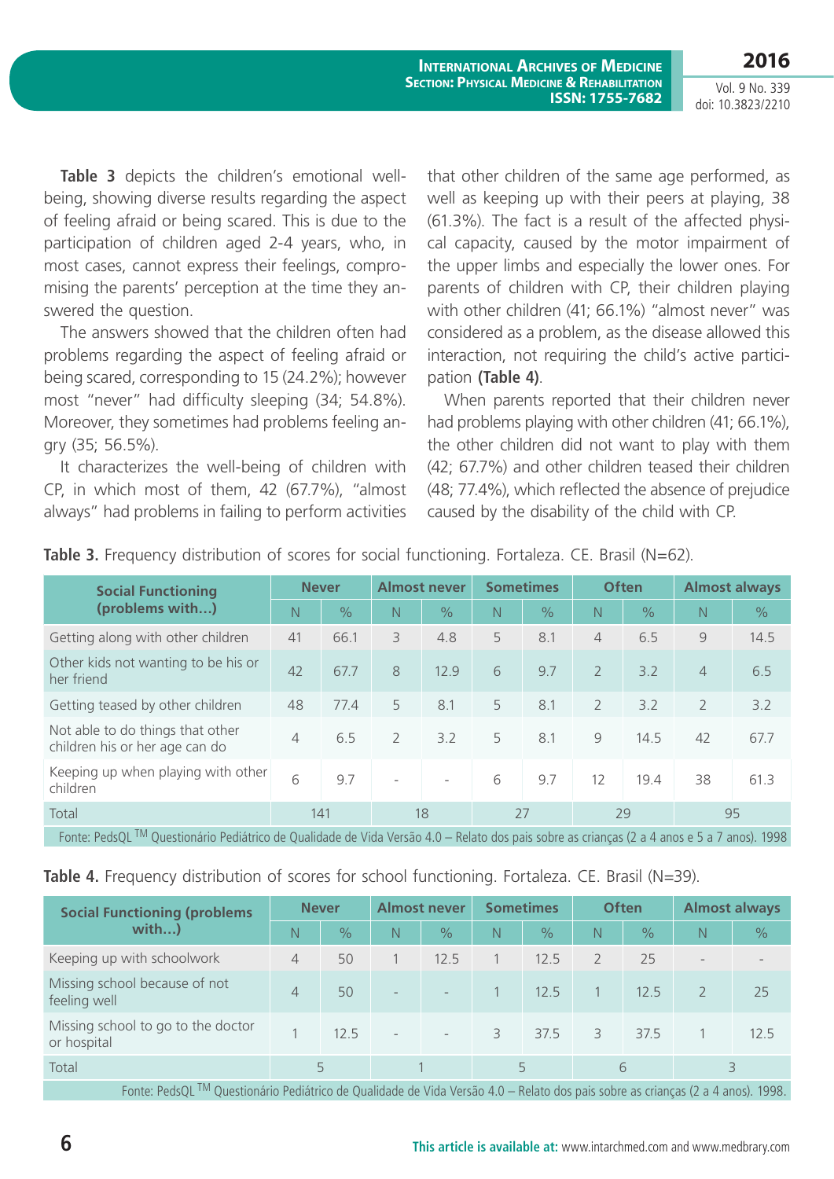**Table 3** depicts the children's emotional well-being, showing diverse results regarding the aspect of feeling afraid or being scared. This is due to the participation of children aged 2-4 years, who, in most cases, cannot express their feelings, compromising the parents' perception at the time they answered the question.

The answers showed that the children often had problems regarding the aspect of feeling afraid or being scared, corresponding to 15 (24.2%); however most "never" had difficulty sleeping (34; 54.8%). Moreover, they sometimes had problems feeling angry (35; 56.5%).

It characterizes the well-being of children with CP, in which most of them, 42 (67.7%), "almost always" had problems in failing to perform activities that other children of the same age performed, as well as keeping up with their peers at playing, 38 (61.3%). The fact is a result of the affected physical capacity, caused by the motor impairment of the upper limbs and especially the lower ones. For parents of children with CP, their children playing with other children (41; 66.1%) "almost never" was considered as a problem, as the disease allowed this interaction, not requiring the child's active participation **(Table 4)**.

When parents reported that their children never had problems playing with other children (41; 66.1%), the other children did not want to play with them (42; 67.7%) and other children teased their children (48; 77.4%), which reflected the absence of prejudice caused by the disability of the child with CP.

**Table 3.** Frequency distribution of scores for social functioning. Fortaleza. CE. Brasil (N=62).

| Social Functioning (problems with...) | Never | | Almost never | | Sometimes | | Often | | Almost always | |
|---|---|---|---|---|---|---|---|---|---|---|
| | N | % | N | % | N | % | N | % | N | % |
| Getting along with other children | 41 | 66.1 | 3 | 4.8 | 5 | 8.1 | 4 | 6.5 | 9 | 14.5 |
| Other kids not wanting to be his or her friend | 42 | 67.7 | 8 | 12.9 | 6 | 9.7 | 2 | 3.2 | 4 | 6.5 |
| Getting teased by other children | 48 | 77.4 | 5 | 8.1 | 5 | 8.1 | 2 | 3.2 | 2 | 3.2 |
| Not able to do things that other children his or her age can do | 4 | 6.5 | 2 | 3.2 | 5 | 8.1 | 9 | 14.5 | 42 | 67.7 |
| Keeping up when playing with other children | 6 | 9.7 | - | - | 6 | 9.7 | 12 | 19.4 | 38 | 61.3 |
| Total | 141 | | 18 | | 27 | | 29 | | 95 | |

Fonte: PedsQL ™ Questionário Pediátrico de Qualidade de Vida Versão 4.0 – Relato dos pais sobre as crianças (2 a 4 anos e 5 a 7 anos). 1998

**Table 4.** Frequency distribution of scores for school functioning. Fortaleza. CE. Brasil (N=39).

| Social Functioning (problems with...) | Never | | Almost never | | Sometimes | | Often | | Almost always | |
|---|---|---|---|---|---|---|---|---|---|---|
| | N | % | N | % | N | % | N | % | N | % |
| Keeping up with schoolwork | 4 | 50 | 1 | 12.5 | 1 | 12.5 | 2 | 25 | - | - |
| Missing school because of not feeling well | 4 | 50 | - | - | 1 | 12.5 | 1 | 12.5 | 2 | 25 |
| Missing school to go to the doctor or hospital | 1 | 12.5 | - | - | 3 | 37.5 | 3 | 37.5 | 1 | 12.5 |
| Total | 5 | | 1 | | 5 | | 6 | | 3 | |

Fonte: PedsQL ™ Questionário Pediátrico de Qualidade de Vida Versão 4.0 – Relato dos pais sobre as crianças (2 a 4 anos). 1998.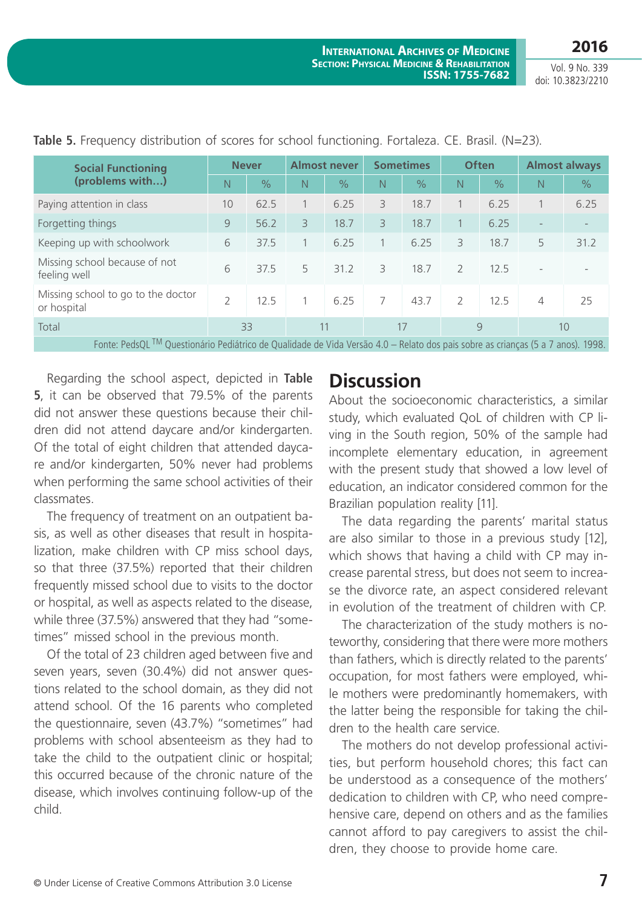**Table 5.** Frequency distribution of scores for school functioning. Fortaleza. CE. Brasil. (N=23).

| Social Functioning (problems with...) | Never | | Almost never | | Sometimes | | Often | | Almost always | |
|---|---|---|---|---|---|---|---|---|---|---|
| | N | % | N | % | N | % | N | % | N | % |
| Paying attention in class | 10 | 62.5 | 1 | 6.25 | 3 | 18.7 | 1 | 6.25 | 1 | 6.25 |
| Forgetting things | 9 | 56.2 | 3 | 18.7 | 3 | 18.7 | 1 | 6.25 | - | - |
| Keeping up with schoolwork | 6 | 37.5 | 1 | 6.25 | 1 | 6.25 | 3 | 18.7 | 5 | 31.2 |
| Missing school because of not feeling well | 6 | 37.5 | 5 | 31.2 | 3 | 18.7 | 2 | 12.5 | - | - |
| Missing school to go to the doctor or hospital | 2 | 12.5 | 1 | 6.25 | 7 | 43.7 | 2 | 12.5 | 4 | 25 |
| Total | 33 | | 11 | | 17 | | 9 | | 10 | |

Fonte: PedsQL TM Questionário Pediátrico de Qualidade de Vida Versão 4.0 – Relato dos pais sobre as crianças (5 a 7 anos). 1998.

Regarding the school aspect, depicted in **Table 5**, it can be observed that 79.5% of the parents did not answer these questions because their children did not attend daycare and/or kindergarten. Of the total of eight children that attended daycare and/or kindergarten, 50% never had problems when performing the same school activities of their classmates.

The frequency of treatment on an outpatient basis, as well as other diseases that result in hospitalization, make children with CP miss school days, so that three (37.5%) reported that their children frequently missed school due to visits to the doctor or hospital, as well as aspects related to the disease, while three (37.5%) answered that they had "sometimes" missed school in the previous month.

Of the total of 23 children aged between five and seven years, seven (30.4%) did not answer questions related to the school domain, as they did not attend school. Of the 16 parents who completed the questionnaire, seven (43.7%) "sometimes" had problems with school absenteeism as they had to take the child to the outpatient clinic or hospital; this occurred because of the chronic nature of the disease, which involves continuing follow-up of the child.

## Discussion

About the socioeconomic characteristics, a similar study, which evaluated QoL of children with CP living in the South region, 50% of the sample had incomplete elementary education, in agreement with the present study that showed a low level of education, an indicator considered common for the Brazilian population reality [11].

The data regarding the parents' marital status are also similar to those in a previous study [12], which shows that having a child with CP may increase parental stress, but does not seem to increase the divorce rate, an aspect considered relevant in evolution of the treatment of children with CP.

The characterization of the study mothers is noteworthy, considering that there were more mothers than fathers, which is directly related to the parents' occupation, for most fathers were employed, while mothers were predominantly homemakers, with the latter being the responsible for taking the children to the health care service.

The mothers do not develop professional activities, but perform household chores; this fact can be understood as a consequence of the mothers' dedication to children with CP, who need comprehensive care, depend on others and as the families cannot afford to pay caregivers to assist the children, they choose to provide home care.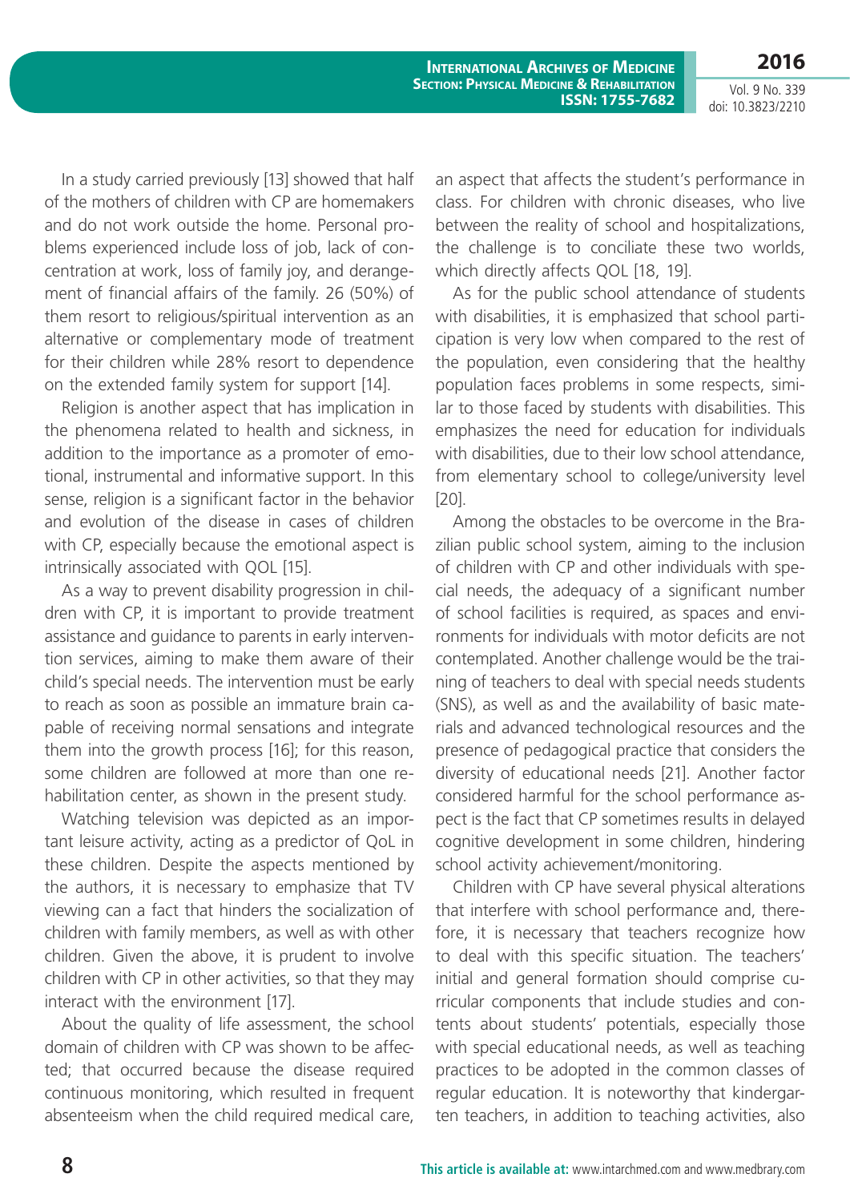In a study carried previously [13] showed that half of the mothers of children with CP are homemakers and do not work outside the home. Personal problems experienced include loss of job, lack of concentration at work, loss of family joy, and derangement of financial affairs of the family. 26 (50%) of them resort to religious/spiritual intervention as an alternative or complementary mode of treatment for their children while 28% resort to dependence on the extended family system for support [14].

Religion is another aspect that has implication in the phenomena related to health and sickness, in addition to the importance as a promoter of emotional, instrumental and informative support. In this sense, religion is a significant factor in the behavior and evolution of the disease in cases of children with CP, especially because the emotional aspect is intrinsically associated with QOL [15].

As a way to prevent disability progression in children with CP, it is important to provide treatment assistance and guidance to parents in early intervention services, aiming to make them aware of their child's special needs. The intervention must be early to reach as soon as possible an immature brain capable of receiving normal sensations and integrate them into the growth process [16]; for this reason, some children are followed at more than one rehabilitation center, as shown in the present study.

Watching television was depicted as an important leisure activity, acting as a predictor of QoL in these children. Despite the aspects mentioned by the authors, it is necessary to emphasize that TV viewing can a fact that hinders the socialization of children with family members, as well as with other children. Given the above, it is prudent to involve children with CP in other activities, so that they may interact with the environment [17].

About the quality of life assessment, the school domain of children with CP was shown to be affected; that occurred because the disease required continuous monitoring, which resulted in frequent absenteeism when the child required medical care, an aspect that affects the student's performance in class. For children with chronic diseases, who live between the reality of school and hospitalizations, the challenge is to conciliate these two worlds, which directly affects QOL [18, 19].

As for the public school attendance of students with disabilities, it is emphasized that school participation is very low when compared to the rest of the population, even considering that the healthy population faces problems in some respects, similar to those faced by students with disabilities. This emphasizes the need for education for individuals with disabilities, due to their low school attendance, from elementary school to college/university level [20].

Among the obstacles to be overcome in the Brazilian public school system, aiming to the inclusion of children with CP and other individuals with special needs, the adequacy of a significant number of school facilities is required, as spaces and environments for individuals with motor deficits are not contemplated. Another challenge would be the training of teachers to deal with special needs students (SNS), as well as and the availability of basic materials and advanced technological resources and the presence of pedagogical practice that considers the diversity of educational needs [21]. Another factor considered harmful for the school performance aspect is the fact that CP sometimes results in delayed cognitive development in some children, hindering school activity achievement/monitoring.

Children with CP have several physical alterations that interfere with school performance and, therefore, it is necessary that teachers recognize how to deal with this specific situation. The teachers' initial and general formation should comprise curricular components that include studies and contents about students' potentials, especially those with special educational needs, as well as teaching practices to be adopted in the common classes of regular education. It is noteworthy that kindergarten teachers, in addition to teaching activities, also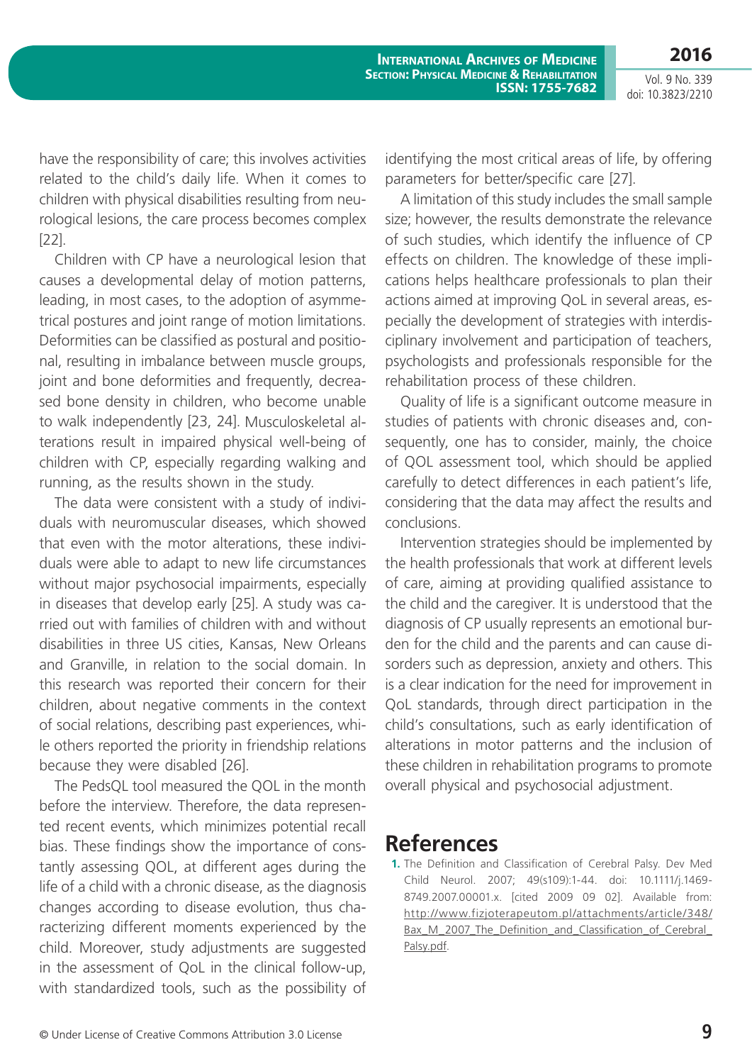have the responsibility of care; this involves activities related to the child's daily life. When it comes to children with physical disabilities resulting from neurological lesions, the care process becomes complex [22].

Children with CP have a neurological lesion that causes a developmental delay of motion patterns, leading, in most cases, to the adoption of asymmetrical postures and joint range of motion limitations. Deformities can be classified as postural and positional, resulting in imbalance between muscle groups, joint and bone deformities and frequently, decreased bone density in children, who become unable to walk independently [23, 24]. Musculoskeletal alterations result in impaired physical well-being of children with CP, especially regarding walking and running, as the results shown in the study.

The data were consistent with a study of individuals with neuromuscular diseases, which showed that even with the motor alterations, these individuals were able to adapt to new life circumstances without major psychosocial impairments, especially in diseases that develop early [25]. A study was carried out with families of children with and without disabilities in three US cities, Kansas, New Orleans and Granville, in relation to the social domain. In this research was reported their concern for their children, about negative comments in the context of social relations, describing past experiences, while others reported the priority in friendship relations because they were disabled [26].

The PedsQL tool measured the QOL in the month before the interview. Therefore, the data represented recent events, which minimizes potential recall bias. These findings show the importance of constantly assessing QOL, at different ages during the life of a child with a chronic disease, as the diagnosis changes according to disease evolution, thus characterizing different moments experienced by the child. Moreover, study adjustments are suggested in the assessment of QoL in the clinical follow-up, with standardized tools, such as the possibility of identifying the most critical areas of life, by offering parameters for better/specific care [27].

A limitation of this study includes the small sample size; however, the results demonstrate the relevance of such studies, which identify the influence of CP effects on children. The knowledge of these implications helps healthcare professionals to plan their actions aimed at improving QoL in several areas, especially the development of strategies with interdisciplinary involvement and participation of teachers, psychologists and professionals responsible for the rehabilitation process of these children.

Quality of life is a significant outcome measure in studies of patients with chronic diseases and, consequently, one has to consider, mainly, the choice of QOL assessment tool, which should be applied carefully to detect differences in each patient's life, considering that the data may affect the results and conclusions.

Intervention strategies should be implemented by the health professionals that work at different levels of care, aiming at providing qualified assistance to the child and the caregiver. It is understood that the diagnosis of CP usually represents an emotional burden for the child and the parents and can cause disorders such as depression, anxiety and others. This is a clear indication for the need for improvement in QoL standards, through direct participation in the child's consultations, such as early identification of alterations in motor patterns and the inclusion of these children in rehabilitation programs to promote overall physical and psychosocial adjustment.

# References

1. The Definition and Classification of Cerebral Palsy. Dev Med Child Neurol. 2007; 49(s109):1-44. doi: 10.1111/j.1469-8749.2007.00001.x. [cited 2009 09 02]. Available from: http://www.fizjoterapeutom.pl/attachments/article/348/Bax_M_2007_The_Definition_and_Classification_of_Cerebral_Palsy.pdf.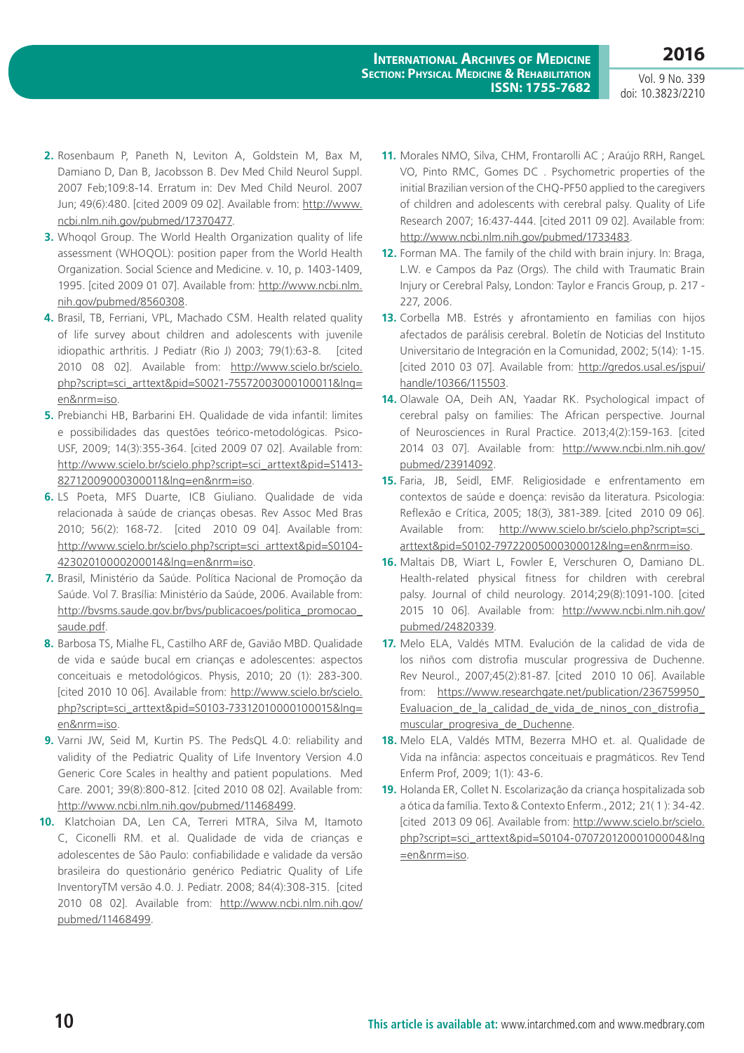2. Rosenbaum P, Paneth N, Leviton A, Goldstein M, Bax M, Damiano D, Dan B, Jacobsson B. Dev Med Child Neurol Suppl. 2007 Feb;109:8-14. Erratum in: Dev Med Child Neurol. 2007 Jun; 49(6):480. [cited 2009 09 02]. Available from: http://www.ncbi.nlm.nih.gov/pubmed/17370477.
3. Whoqol Group. The World Health Organization quality of life assessment (WHOQOL): position paper from the World Health Organization. Social Science and Medicine. v. 10, p. 1403-1409, 1995. [cited 2009 01 07]. Available from: http://www.ncbi.nlm.nih.gov/pubmed/8560308.
4. Brasil, TB, Ferriani, VPL, Machado CSM. Health related quality of life survey about children and adolescents with juvenile idiopathic arthritis. J Pediatr (Rio J) 2003; 79(1):63-8. [cited 2010 08 02]. Available from: http://www.scielo.br/scielo.php?script=sci_arttext&pid=S0021-75572003000100011&lng=en&nrm=iso.
5. Prebianchi HB, Barbarini EH. Qualidade de vida infantil: limites e possibilidades das questões teórico-metodológicas. Psico-USF, 2009; 14(3):355-364. [cited 2009 07 02]. Available from: http://www.scielo.br/scielo.php?script=sci_arttext&pid=S1413-82712009000300011&lng=en&nrm=iso.
6. LS Poeta, MFS Duarte, ICB Giuliano. Qualidade de vida relacionada à saúde de crianças obesas. Rev Assoc Med Bras 2010; 56(2): 168-72. [cited 2010 09 04]. Available from: http://www.scielo.br/scielo.php?script=sci_arttext&pid=S0104-42302010000200014&lng=en&nrm=iso.
7. Brasil, Ministério da Saúde. Política Nacional de Promoção da Saúde. Vol 7. Brasília: Ministério da Saúde, 2006. Available from: http://bvsms.saude.gov.br/bvs/publicacoes/politica_promocao_saude.pdf.
8. Barbosa TS, Mialhe FL, Castilho ARF de, Gavião MBD. Qualidade de vida e saúde bucal em crianças e adolescentes: aspectos conceituais e metodológicos. Physis, 2010; 20 (1): 283-300. [cited 2010 10 06]. Available from: http://www.scielo.br/scielo.php?script=sci_arttext&pid=S0103-73312010000100015&lng=en&nrm=iso.
9. Varni JW, Seid M, Kurtin PS. The PedsQL 4.0: reliability and validity of the Pediatric Quality of Life Inventory Version 4.0 Generic Core Scales in healthy and patient populations. Med Care. 2001; 39(8):800-812. [cited 2010 08 02]. Available from: http://www.ncbi.nlm.nih.gov/pubmed/11468499.
10. Klatchoian DA, Len CA, Terreri MTRA, Silva M, Itamoto C, Ciconelli RM. et al. Qualidade de vida de crianças e adolescentes de São Paulo: confiabilidade e validade da versão brasileira do questionário genérico Pediatric Quality of Life InventoryTM versão 4.0. J. Pediatr. 2008; 84(4):308-315. [cited 2010 08 02]. Available from: http://www.ncbi.nlm.nih.gov/pubmed/11468499.
11. Morales NMO, Silva, CHM, Frontarolli AC ; Araújo RRH, RangeL VO, Pinto RMC, Gomes DC . Psychometric properties of the initial Brazilian version of the CHQ-PF50 applied to the caregivers of children and adolescents with cerebral palsy. Quality of Life Research 2007; 16:437-444. [cited 2011 09 02]. Available from: http://www.ncbi.nlm.nih.gov/pubmed/1733483.
12. Forman MA. The family of the child with brain injury. In: Braga, L.W. e Campos da Paz (Orgs). The child with Traumatic Brain Injury or Cerebral Palsy, London: Taylor e Francis Group, p. 217 - 227, 2006.
13. Corbella MB. Estrés y afrontamiento en familias con hijos afectados de parálisis cerebral. Boletín de Noticias del Instituto Universitario de Integración en la Comunidad, 2002; 5(14): 1-15. [cited 2010 03 07]. Available from: http://gredos.usal.es/jspui/handle/10366/115503.
14. Olawale OA, Deih AN, Yaadar RK. Psychological impact of cerebral palsy on families: The African perspective. Journal of Neurosciences in Rural Practice. 2013;4(2):159-163. [cited 2014 03 07]. Available from: http://www.ncbi.nlm.nih.gov/pubmed/23914092.
15. Faria, JB, Seidl, EMF. Religiosidade e enfrentamento em contextos de saúde e doença: revisão da literatura. Psicologia: Reflexão e Crítica, 2005; 18(3), 381-389. [cited 2010 09 06]. Available from: http://www.scielo.br/scielo.php?script=sci_arttext&pid=S0102-79722005000300012&lng=en&nrm=iso.
16. Maltais DB, Wiart L, Fowler E, Verschuren O, Damiano DL. Health-related physical fitness for children with cerebral palsy. Journal of child neurology. 2014;29(8):1091-100. [cited 2015 10 06]. Available from: http://www.ncbi.nlm.nih.gov/pubmed/24820339.
17. Melo ELA, Valdés MTM. Evalución de la calidad de vida de los niños com distrofia muscular progressiva de Duchenne. Rev Neurol., 2007;45(2):81-87. [cited 2010 10 06]. Available from: https://www.researchgate.net/publication/236759950_Evaluacion_de_la_calidad_de_vida_de_ninos_con_distrofia_muscular_progresiva_de_Duchenne.
18. Melo ELA, Valdés MTM, Bezerra MHO et. al. Qualidade de Vida na infância: aspectos conceituais e pragmáticos. Rev Tend Enferm Prof, 2009; 1(1): 43-6.
19. Holanda ER, Collet N. Escolarização da criança hospitalizada sob a ótica da família. Texto & Contexto Enferm., 2012; 21( 1 ): 34-42. [cited 2013 09 06]. Available from: http://www.scielo.br/scielo.php?script=sci_arttext&pid=S0104-07072012000100004&lng=en&nrm=iso.

**This article is available at:** www.intarchmed.com and www.medbrary.com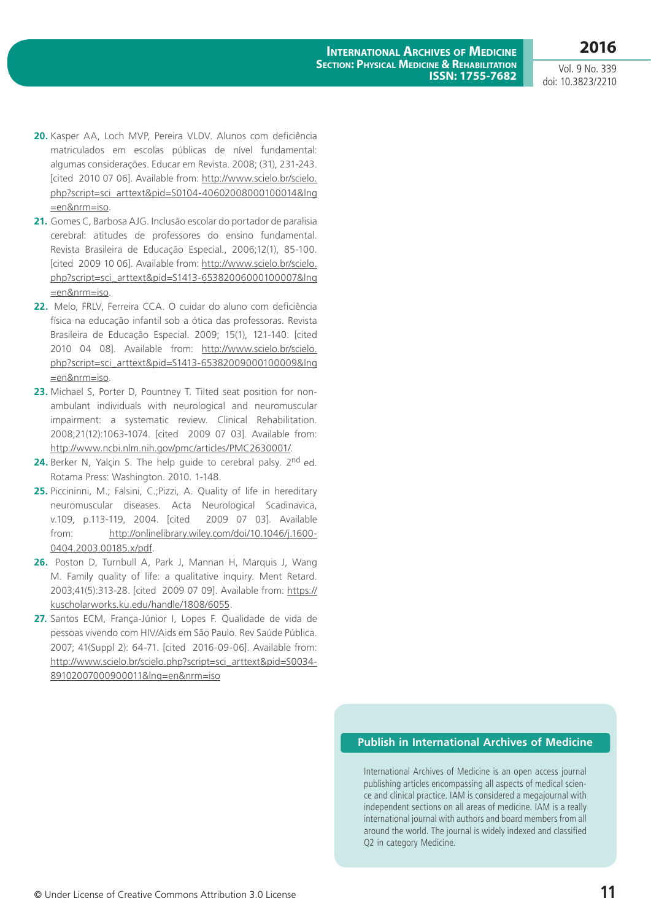20. Kasper AA, Loch MVP, Pereira VLDV. Alunos com deficiência matriculados em escolas públicas de nível fundamental: algumas considerações. Educar em Revista. 2008; (31), 231-243. [cited 2010 07 06]. Available from: http://www.scielo.br/scielo.php?script=sci_arttext&pid=S0104-40602008000100014&lng=en&nrm=iso.
21. Gomes C, Barbosa AJG. Inclusão escolar do portador de paralisia cerebral: atitudes de professores do ensino fundamental. Revista Brasileira de Educação Especial., 2006;12(1), 85-100. [cited 2009 10 06]. Available from: http://www.scielo.br/scielo.php?script=sci_arttext&pid=S1413-65382006000100007&lng=en&nrm=iso.
22. Melo, FRLV, Ferreira CCA. O cuidar do aluno com deficiência física na educação infantil sob a ótica das professoras. Revista Brasileira de Educação Especial. 2009; 15(1), 121-140. [cited 2010 04 08]. Available from: http://www.scielo.br/scielo.php?script=sci_arttext&pid=S1413-65382009000100009&lng=en&nrm=iso.
23. Michael S, Porter D, Pountney T. Tilted seat position for non-ambulant individuals with neurological and neuromuscular impairment: a systematic review. Clinical Rehabilitation. 2008;21(12):1063-1074. [cited 2009 07 03]. Available from: http://www.ncbi.nlm.nih.gov/pmc/articles/PMC2630001/.
24. Berker N, Yalçin S. The help guide to cerebral palsy. 2nd ed. Rotama Press: Washington. 2010. 1-148.
25. Piccininni, M.; Falsini, C.;Pizzi, A. Quality of life in hereditary neuromuscular diseases. Acta Neurological Scadinavica, v.109, p.113-119, 2004. [cited 2009 07 03]. Available from: http://onlinelibrary.wiley.com/doi/10.1046/j.1600-0404.2003.00185.x/pdf.
26. Poston D, Turnbull A, Park J, Mannan H, Marquis J, Wang M. Family quality of life: a qualitative inquiry. Ment Retard. 2003;41(5):313-28. [cited 2009 07 09]. Available from: https://kuscholarworks.ku.edu/handle/1808/6055.
27. Santos ECM, França-Júnior I, Lopes F. Qualidade de vida de pessoas vivendo com HIV/Aids em São Paulo. Rev Saúde Pública. 2007; 41(Suppl 2): 64-71. [cited 2016-09-06]. Available from: http://www.scielo.br/scielo.php?script=sci_arttext&pid=S0034-89102007000900011&lng=en&nrm=iso

**Publish in International Archives of Medicine**

International Archives of Medicine is an open access journal publishing articles encompassing all aspects of medical science and clinical practice. IAM is considered a megajournal with independent sections on all areas of medicine. IAM is a really international journal with authors and board members from all around the world. The journal is widely indexed and classified Q2 in category Medicine.